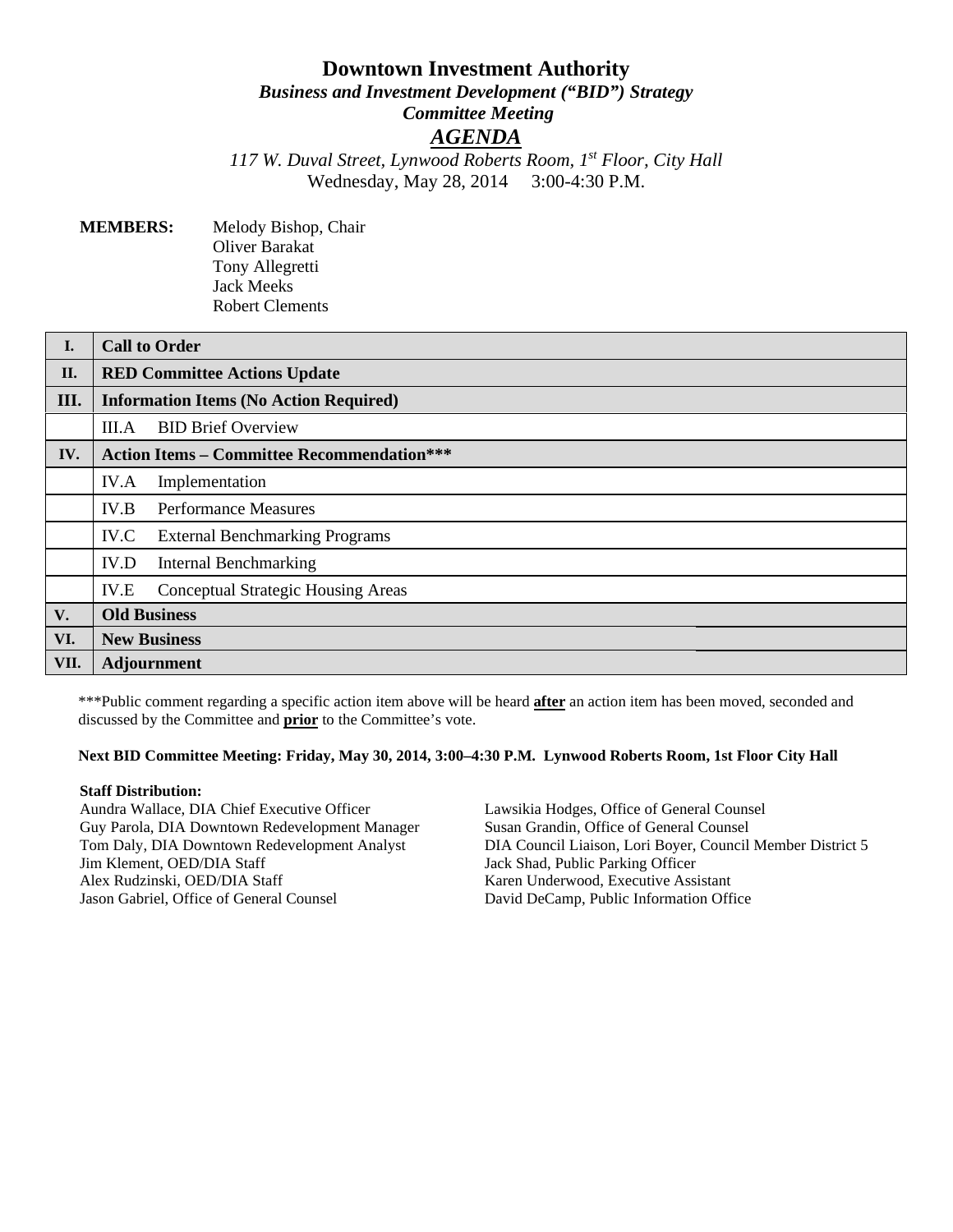# Downtown Investment Authority

## *Business and Investment Development ("BID") Strategy Committee Meeting*

## ***AGENDA***

*117 W. Duval Street, Lynwood Roberts Room, 1st Floor, City Hall*
Wednesday, May 28, 2014 3:00-4:30 P.M.

**MEMBERS:**
Melody Bishop, Chair
Oliver Barakat
Tony Allegretti
Jack Meeks
Robert Clements

| | |
|---|---|
| **I.** | **Call to Order** |
| **II.** | **RED Committee Actions Update** |
| **III.** | **Information Items (No Action Required)** |
| | III.A BID Brief Overview |
| **IV.** | **Action Items – Committee Recommendation\*\*\*** |
| | IV.A Implementation |
| | IV.B Performance Measures |
| | IV.C External Benchmarking Programs |
| | IV.D Internal Benchmarking |
| | IV.E Conceptual Strategic Housing Areas |
| **V.** | **Old Business** |
| **VI.** | **New Business** |
| **VII.** | **Adjournment** |

***Public comment regarding a specific action item above will be heard **after** an action item has been moved, seconded and discussed by the Committee and **prior** to the Committee's vote.

**Next BID Committee Meeting: Friday, May 30, 2014, 3:00–4:30 P.M. Lynwood Roberts Room, 1st Floor City Hall**

**Staff Distribution:**
Aundra Wallace, DIA Chief Executive Officer
Guy Parola, DIA Downtown Redevelopment Manager
Tom Daly, DIA Downtown Redevelopment Analyst
Jim Klement, OED/DIA Staff
Alex Rudzinski, OED/DIA Staff
Jason Gabriel, Office of General Counsel
Lawsikia Hodges, Office of General Counsel
Susan Grandin, Office of General Counsel
DIA Council Liaison, Lori Boyer, Council Member District 5
Jack Shad, Public Parking Officer
Karen Underwood, Executive Assistant
David DeCamp, Public Information Office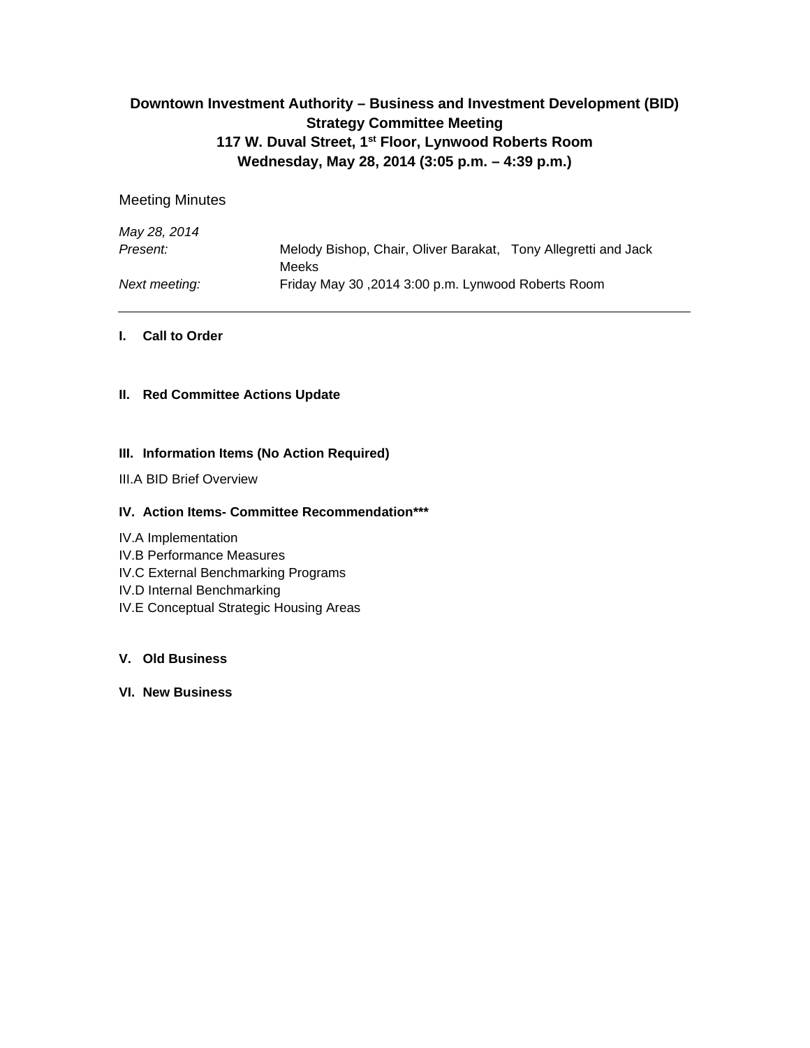**Downtown Investment Authority – Business and Investment Development (BID) Strategy Committee Meeting**
**117 W. Duval Street, 1st Floor, Lynwood Roberts Room**
**Wednesday, May 28, 2014 (3:05 p.m. – 4:39 p.m.)**

Meeting Minutes

| | |
|---|---|
| *May 28, 2014* | |
| *Present:* | Melody Bishop, Chair, Oliver Barakat, Tony Allegretti and Jack Meeks |
| *Next meeting:* | Friday May 30 ,2014 3:00 p.m. Lynwood Roberts Room |

---

**I. Call to Order**

**II. Red Committee Actions Update**

**III. Information Items (No Action Required)**

III.A BID Brief Overview

**IV. Action Items- Committee Recommendation*****

IV.A Implementation
IV.B Performance Measures
IV.C External Benchmarking Programs
IV.D Internal Benchmarking
IV.E Conceptual Strategic Housing Areas

**V. Old Business**

**VI. New Business**